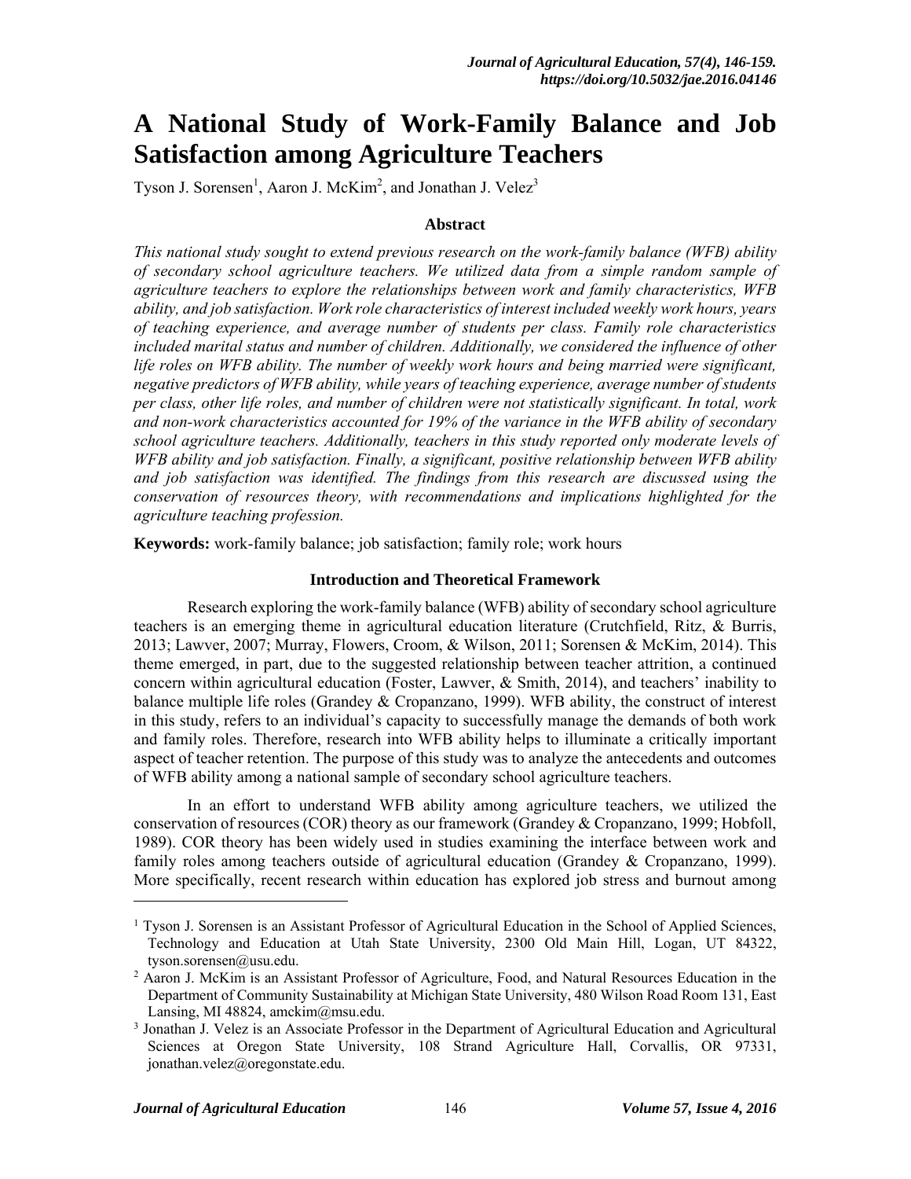# A National Study of Work-Family Balance and Job Satisfaction among Agriculture Teachers

Tyson J. Sorensen[1], Aaron J. McKim[2], and Jonathan J. Velez[3]

### Abstract

*This national study sought to extend previous research on the work-family balance (WFB) ability of secondary school agriculture teachers. We utilized data from a simple random sample of agriculture teachers to explore the relationships between work and family characteristics, WFB ability, and job satisfaction. Work role characteristics of interest included weekly work hours, years of teaching experience, and average number of students per class. Family role characteristics included marital status and number of children. Additionally, we considered the influence of other life roles on WFB ability. The number of weekly work hours and being married were significant, negative predictors of WFB ability, while years of teaching experience, average number of students per class, other life roles, and number of children were not statistically significant. In total, work and non-work characteristics accounted for 19% of the variance in the WFB ability of secondary school agriculture teachers. Additionally, teachers in this study reported only moderate levels of WFB ability and job satisfaction. Finally, a significant, positive relationship between WFB ability and job satisfaction was identified. The findings from this research are discussed using the conservation of resources theory, with recommendations and implications highlighted for the agriculture teaching profession.*

**Keywords:** work-family balance; job satisfaction; family role; work hours

### Introduction and Theoretical Framework

Research exploring the work-family balance (WFB) ability of secondary school agriculture teachers is an emerging theme in agricultural education literature (Crutchfield, Ritz, & Burris, 2013; Lawver, 2007; Murray, Flowers, Croom, & Wilson, 2011; Sorensen & McKim, 2014). This theme emerged, in part, due to the suggested relationship between teacher attrition, a continued concern within agricultural education (Foster, Lawver, & Smith, 2014), and teachers' inability to balance multiple life roles (Grandey & Cropanzano, 1999). WFB ability, the construct of interest in this study, refers to an individual's capacity to successfully manage the demands of both work and family roles. Therefore, research into WFB ability helps to illuminate a critically important aspect of teacher retention. The purpose of this study was to analyze the antecedents and outcomes of WFB ability among a national sample of secondary school agriculture teachers.

In an effort to understand WFB ability among agriculture teachers, we utilized the conservation of resources (COR) theory as our framework (Grandey & Cropanzano, 1999; Hobfoll, 1989). COR theory has been widely used in studies examining the interface between work and family roles among teachers outside of agricultural education (Grandey & Cropanzano, 1999). More specifically, recent research within education has explored job stress and burnout among

---

[1] Tyson J. Sorensen is an Assistant Professor of Agricultural Education in the School of Applied Sciences, Technology and Education at Utah State University, 2300 Old Main Hill, Logan, UT 84322, tyson.sorensen@usu.edu.

[2] Aaron J. McKim is an Assistant Professor of Agriculture, Food, and Natural Resources Education in the Department of Community Sustainability at Michigan State University, 480 Wilson Road Room 131, East Lansing, MI 48824, amckim@msu.edu.

[3] Jonathan J. Velez is an Associate Professor in the Department of Agricultural Education and Agricultural Sciences at Oregon State University, 108 Strand Agriculture Hall, Corvallis, OR 97331, jonathan.velez@oregonstate.edu.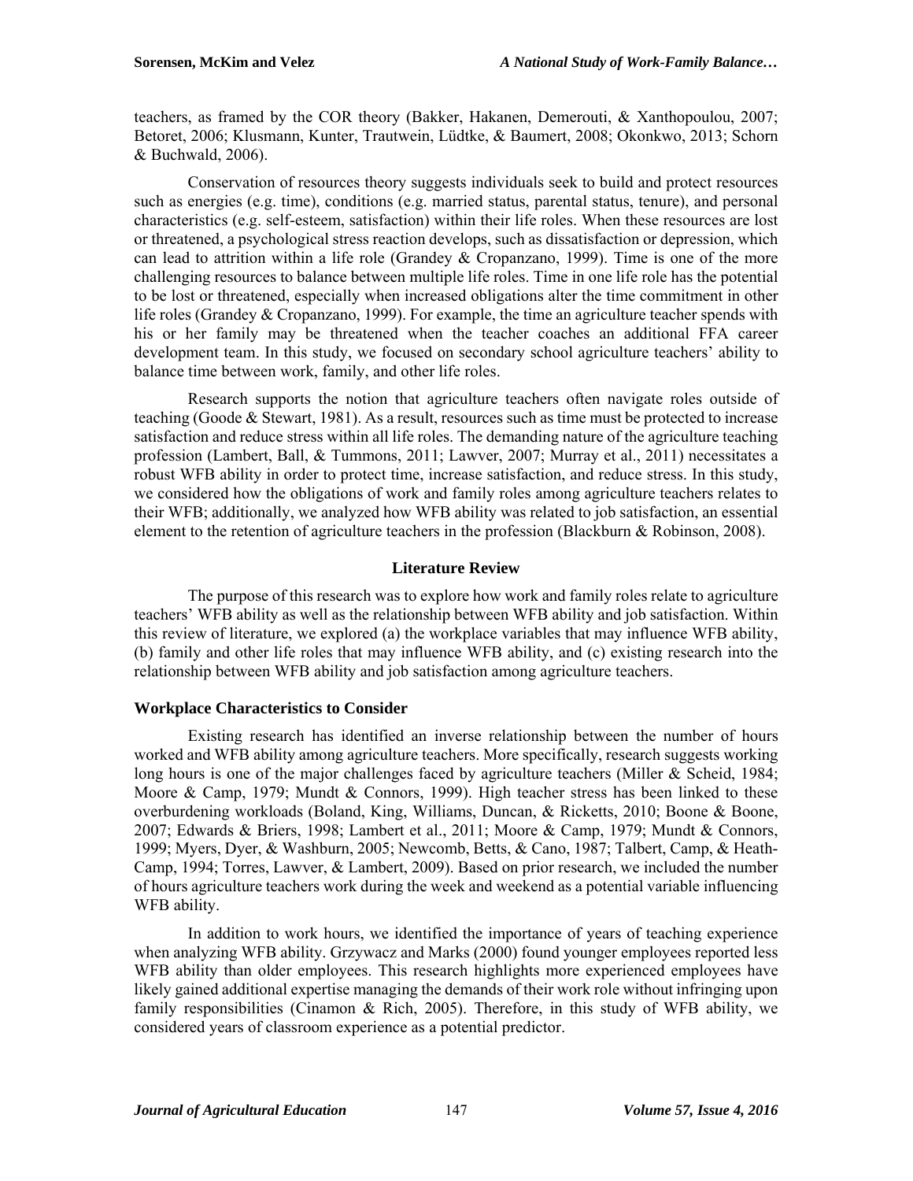teachers, as framed by the COR theory (Bakker, Hakanen, Demerouti, & Xanthopoulou, 2007; Betoret, 2006; Klusmann, Kunter, Trautwein, Lüdtke, & Baumert, 2008; Okonkwo, 2013; Schorn & Buchwald, 2006).

Conservation of resources theory suggests individuals seek to build and protect resources such as energies (e.g. time), conditions (e.g. married status, parental status, tenure), and personal characteristics (e.g. self-esteem, satisfaction) within their life roles. When these resources are lost or threatened, a psychological stress reaction develops, such as dissatisfaction or depression, which can lead to attrition within a life role (Grandey & Cropanzano, 1999). Time is one of the more challenging resources to balance between multiple life roles. Time in one life role has the potential to be lost or threatened, especially when increased obligations alter the time commitment in other life roles (Grandey & Cropanzano, 1999). For example, the time an agriculture teacher spends with his or her family may be threatened when the teacher coaches an additional FFA career development team. In this study, we focused on secondary school agriculture teachers' ability to balance time between work, family, and other life roles.

Research supports the notion that agriculture teachers often navigate roles outside of teaching (Goode & Stewart, 1981). As a result, resources such as time must be protected to increase satisfaction and reduce stress within all life roles. The demanding nature of the agriculture teaching profession (Lambert, Ball, & Tummons, 2011; Lawver, 2007; Murray et al., 2011) necessitates a robust WFB ability in order to protect time, increase satisfaction, and reduce stress. In this study, we considered how the obligations of work and family roles among agriculture teachers relates to their WFB; additionally, we analyzed how WFB ability was related to job satisfaction, an essential element to the retention of agriculture teachers in the profession (Blackburn & Robinson, 2008).

## Literature Review

The purpose of this research was to explore how work and family roles relate to agriculture teachers' WFB ability as well as the relationship between WFB ability and job satisfaction. Within this review of literature, we explored (a) the workplace variables that may influence WFB ability, (b) family and other life roles that may influence WFB ability, and (c) existing research into the relationship between WFB ability and job satisfaction among agriculture teachers.

### Workplace Characteristics to Consider

Existing research has identified an inverse relationship between the number of hours worked and WFB ability among agriculture teachers. More specifically, research suggests working long hours is one of the major challenges faced by agriculture teachers (Miller & Scheid, 1984; Moore & Camp, 1979; Mundt & Connors, 1999). High teacher stress has been linked to these overburdening workloads (Boland, King, Williams, Duncan, & Ricketts, 2010; Boone & Boone, 2007; Edwards & Briers, 1998; Lambert et al., 2011; Moore & Camp, 1979; Mundt & Connors, 1999; Myers, Dyer, & Washburn, 2005; Newcomb, Betts, & Cano, 1987; Talbert, Camp, & Heath-Camp, 1994; Torres, Lawver, & Lambert, 2009). Based on prior research, we included the number of hours agriculture teachers work during the week and weekend as a potential variable influencing WFB ability.

In addition to work hours, we identified the importance of years of teaching experience when analyzing WFB ability. Grzywacz and Marks (2000) found younger employees reported less WFB ability than older employees. This research highlights more experienced employees have likely gained additional expertise managing the demands of their work role without infringing upon family responsibilities (Cinamon & Rich, 2005). Therefore, in this study of WFB ability, we considered years of classroom experience as a potential predictor.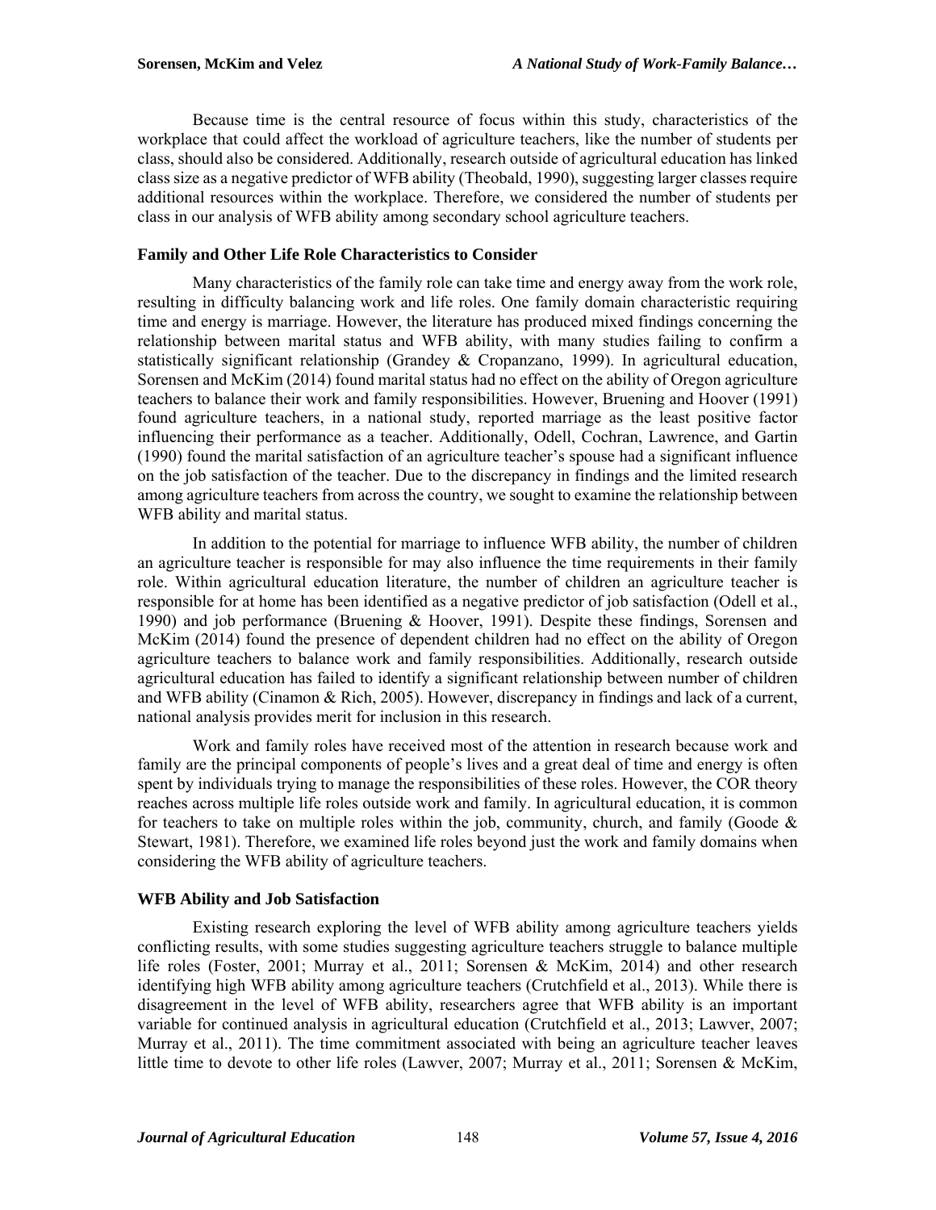Because time is the central resource of focus within this study, characteristics of the workplace that could affect the workload of agriculture teachers, like the number of students per class, should also be considered. Additionally, research outside of agricultural education has linked class size as a negative predictor of WFB ability (Theobald, 1990), suggesting larger classes require additional resources within the workplace. Therefore, we considered the number of students per class in our analysis of WFB ability among secondary school agriculture teachers.

### Family and Other Life Role Characteristics to Consider

Many characteristics of the family role can take time and energy away from the work role, resulting in difficulty balancing work and life roles. One family domain characteristic requiring time and energy is marriage. However, the literature has produced mixed findings concerning the relationship between marital status and WFB ability, with many studies failing to confirm a statistically significant relationship (Grandey & Cropanzano, 1999). In agricultural education, Sorensen and McKim (2014) found marital status had no effect on the ability of Oregon agriculture teachers to balance their work and family responsibilities. However, Bruening and Hoover (1991) found agriculture teachers, in a national study, reported marriage as the least positive factor influencing their performance as a teacher. Additionally, Odell, Cochran, Lawrence, and Gartin (1990) found the marital satisfaction of an agriculture teacher's spouse had a significant influence on the job satisfaction of the teacher. Due to the discrepancy in findings and the limited research among agriculture teachers from across the country, we sought to examine the relationship between WFB ability and marital status.

In addition to the potential for marriage to influence WFB ability, the number of children an agriculture teacher is responsible for may also influence the time requirements in their family role. Within agricultural education literature, the number of children an agriculture teacher is responsible for at home has been identified as a negative predictor of job satisfaction (Odell et al., 1990) and job performance (Bruening & Hoover, 1991). Despite these findings, Sorensen and McKim (2014) found the presence of dependent children had no effect on the ability of Oregon agriculture teachers to balance work and family responsibilities. Additionally, research outside agricultural education has failed to identify a significant relationship between number of children and WFB ability (Cinamon & Rich, 2005). However, discrepancy in findings and lack of a current, national analysis provides merit for inclusion in this research.

Work and family roles have received most of the attention in research because work and family are the principal components of people's lives and a great deal of time and energy is often spent by individuals trying to manage the responsibilities of these roles. However, the COR theory reaches across multiple life roles outside work and family. In agricultural education, it is common for teachers to take on multiple roles within the job, community, church, and family (Goode & Stewart, 1981). Therefore, we examined life roles beyond just the work and family domains when considering the WFB ability of agriculture teachers.

### WFB Ability and Job Satisfaction

Existing research exploring the level of WFB ability among agriculture teachers yields conflicting results, with some studies suggesting agriculture teachers struggle to balance multiple life roles (Foster, 2001; Murray et al., 2011; Sorensen & McKim, 2014) and other research identifying high WFB ability among agriculture teachers (Crutchfield et al., 2013). While there is disagreement in the level of WFB ability, researchers agree that WFB ability is an important variable for continued analysis in agricultural education (Crutchfield et al., 2013; Lawver, 2007; Murray et al., 2011). The time commitment associated with being an agriculture teacher leaves little time to devote to other life roles (Lawver, 2007; Murray et al., 2011; Sorensen & McKim,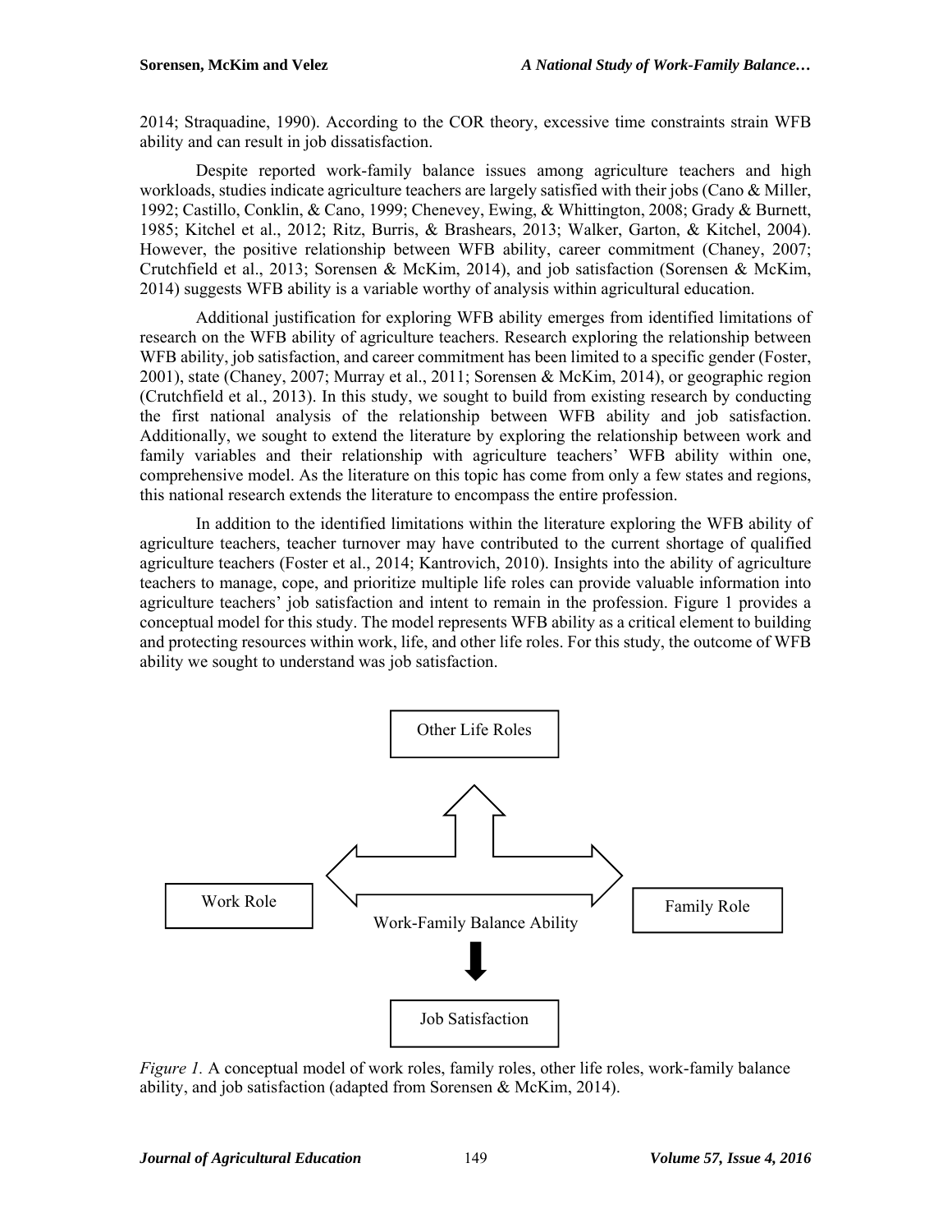2014; Straquadine, 1990). According to the COR theory, excessive time constraints strain WFB ability and can result in job dissatisfaction.

Despite reported work-family balance issues among agriculture teachers and high workloads, studies indicate agriculture teachers are largely satisfied with their jobs (Cano & Miller, 1992; Castillo, Conklin, & Cano, 1999; Chenevey, Ewing, & Whittington, 2008; Grady & Burnett, 1985; Kitchel et al., 2012; Ritz, Burris, & Brashears, 2013; Walker, Garton, & Kitchel, 2004). However, the positive relationship between WFB ability, career commitment (Chaney, 2007; Crutchfield et al., 2013; Sorensen & McKim, 2014), and job satisfaction (Sorensen & McKim, 2014) suggests WFB ability is a variable worthy of analysis within agricultural education.

Additional justification for exploring WFB ability emerges from identified limitations of research on the WFB ability of agriculture teachers. Research exploring the relationship between WFB ability, job satisfaction, and career commitment has been limited to a specific gender (Foster, 2001), state (Chaney, 2007; Murray et al., 2011; Sorensen & McKim, 2014), or geographic region (Crutchfield et al., 2013). In this study, we sought to build from existing research by conducting the first national analysis of the relationship between WFB ability and job satisfaction. Additionally, we sought to extend the literature by exploring the relationship between work and family variables and their relationship with agriculture teachers' WFB ability within one, comprehensive model. As the literature on this topic has come from only a few states and regions, this national research extends the literature to encompass the entire profession.

In addition to the identified limitations within the literature exploring the WFB ability of agriculture teachers, teacher turnover may have contributed to the current shortage of qualified agriculture teachers (Foster et al., 2014; Kantrovich, 2010). Insights into the ability of agriculture teachers to manage, cope, and prioritize multiple life roles can provide valuable information into agriculture teachers' job satisfaction and intent to remain in the profession. Figure 1 provides a conceptual model for this study. The model represents WFB ability as a critical element to building and protecting resources within work, life, and other life roles. For this study, the outcome of WFB ability we sought to understand was job satisfaction.

Other Life Roles

Work Role

Work-Family Balance Ability

Family Role

Job Satisfaction

*Figure 1.* A conceptual model of work roles, family roles, other life roles, work-family balance ability, and job satisfaction (adapted from Sorensen & McKim, 2014).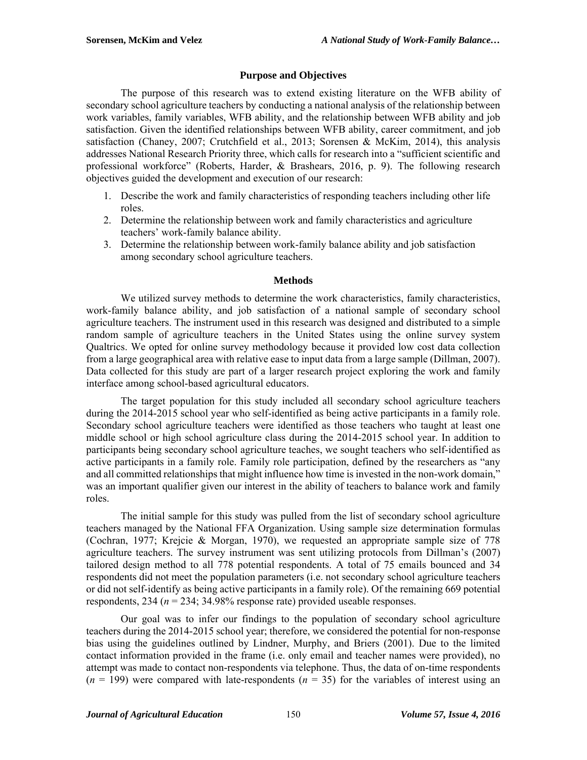## Purpose and Objectives

The purpose of this research was to extend existing literature on the WFB ability of secondary school agriculture teachers by conducting a national analysis of the relationship between work variables, family variables, WFB ability, and the relationship between WFB ability and job satisfaction. Given the identified relationships between WFB ability, career commitment, and job satisfaction (Chaney, 2007; Crutchfield et al., 2013; Sorensen & McKim, 2014), this analysis addresses National Research Priority three, which calls for research into a "sufficient scientific and professional workforce" (Roberts, Harder, & Brashears, 2016, p. 9). The following research objectives guided the development and execution of our research:

1. Describe the work and family characteristics of responding teachers including other life roles.
2. Determine the relationship between work and family characteristics and agriculture teachers' work-family balance ability.
3. Determine the relationship between work-family balance ability and job satisfaction among secondary school agriculture teachers.

## Methods

We utilized survey methods to determine the work characteristics, family characteristics, work-family balance ability, and job satisfaction of a national sample of secondary school agriculture teachers. The instrument used in this research was designed and distributed to a simple random sample of agriculture teachers in the United States using the online survey system Qualtrics. We opted for online survey methodology because it provided low cost data collection from a large geographical area with relative ease to input data from a large sample (Dillman, 2007). Data collected for this study are part of a larger research project exploring the work and family interface among school-based agricultural educators.

The target population for this study included all secondary school agriculture teachers during the 2014-2015 school year who self-identified as being active participants in a family role. Secondary school agriculture teachers were identified as those teachers who taught at least one middle school or high school agriculture class during the 2014-2015 school year. In addition to participants being secondary school agriculture teaches, we sought teachers who self-identified as active participants in a family role. Family role participation, defined by the researchers as "any and all committed relationships that might influence how time is invested in the non-work domain," was an important qualifier given our interest in the ability of teachers to balance work and family roles.

The initial sample for this study was pulled from the list of secondary school agriculture teachers managed by the National FFA Organization. Using sample size determination formulas (Cochran, 1977; Krejcie & Morgan, 1970), we requested an appropriate sample size of 778 agriculture teachers. The survey instrument was sent utilizing protocols from Dillman's (2007) tailored design method to all 778 potential respondents. A total of 75 emails bounced and 34 respondents did not meet the population parameters (i.e. not secondary school agriculture teachers or did not self-identify as being active participants in a family role). Of the remaining 669 potential respondents, 234 ($n$ = 234; 34.98% response rate) provided useable responses.

Our goal was to infer our findings to the population of secondary school agriculture teachers during the 2014-2015 school year; therefore, we considered the potential for non-response bias using the guidelines outlined by Lindner, Murphy, and Briers (2001). Due to the limited contact information provided in the frame (i.e. only email and teacher names were provided), no attempt was made to contact non-respondents via telephone. Thus, the data of on-time respondents ($n$ = 199) were compared with late-respondents ($n$ = 35) for the variables of interest using an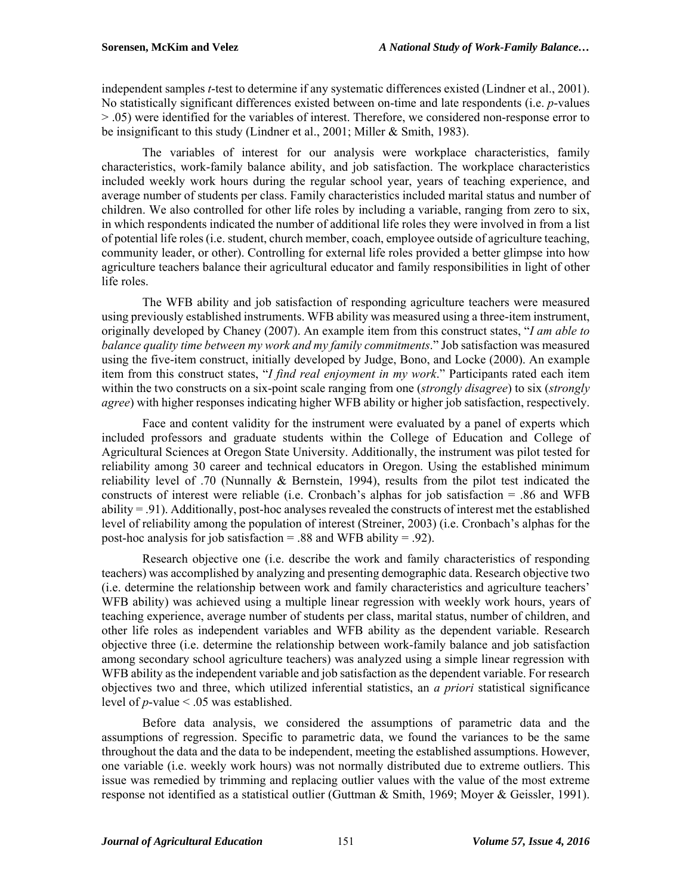independent samples *t*-test to determine if any systematic differences existed (Lindner et al., 2001). No statistically significant differences existed between on-time and late respondents (i.e. *p*-values > .05) were identified for the variables of interest. Therefore, we considered non-response error to be insignificant to this study (Lindner et al., 2001; Miller & Smith, 1983).

The variables of interest for our analysis were workplace characteristics, family characteristics, work-family balance ability, and job satisfaction. The workplace characteristics included weekly work hours during the regular school year, years of teaching experience, and average number of students per class. Family characteristics included marital status and number of children. We also controlled for other life roles by including a variable, ranging from zero to six, in which respondents indicated the number of additional life roles they were involved in from a list of potential life roles (i.e. student, church member, coach, employee outside of agriculture teaching, community leader, or other). Controlling for external life roles provided a better glimpse into how agriculture teachers balance their agricultural educator and family responsibilities in light of other life roles.

The WFB ability and job satisfaction of responding agriculture teachers were measured using previously established instruments. WFB ability was measured using a three-item instrument, originally developed by Chaney (2007). An example item from this construct states, "*I am able to balance quality time between my work and my family commitments*." Job satisfaction was measured using the five-item construct, initially developed by Judge, Bono, and Locke (2000). An example item from this construct states, "*I find real enjoyment in my work*." Participants rated each item within the two constructs on a six-point scale ranging from one (*strongly disagree*) to six (*strongly agree*) with higher responses indicating higher WFB ability or higher job satisfaction, respectively.

Face and content validity for the instrument were evaluated by a panel of experts which included professors and graduate students within the College of Education and College of Agricultural Sciences at Oregon State University. Additionally, the instrument was pilot tested for reliability among 30 career and technical educators in Oregon. Using the established minimum reliability level of .70 (Nunnally & Bernstein, 1994), results from the pilot test indicated the constructs of interest were reliable (i.e. Cronbach's alphas for job satisfaction = .86 and WFB ability = .91). Additionally, post-hoc analyses revealed the constructs of interest met the established level of reliability among the population of interest (Streiner, 2003) (i.e. Cronbach's alphas for the post-hoc analysis for job satisfaction = .88 and WFB ability = .92).

Research objective one (i.e. describe the work and family characteristics of responding teachers) was accomplished by analyzing and presenting demographic data. Research objective two (i.e. determine the relationship between work and family characteristics and agriculture teachers' WFB ability) was achieved using a multiple linear regression with weekly work hours, years of teaching experience, average number of students per class, marital status, number of children, and other life roles as independent variables and WFB ability as the dependent variable. Research objective three (i.e. determine the relationship between work-family balance and job satisfaction among secondary school agriculture teachers) was analyzed using a simple linear regression with WFB ability as the independent variable and job satisfaction as the dependent variable. For research objectives two and three, which utilized inferential statistics, an *a priori* statistical significance level of *p*-value < .05 was established.

Before data analysis, we considered the assumptions of parametric data and the assumptions of regression. Specific to parametric data, we found the variances to be the same throughout the data and the data to be independent, meeting the established assumptions. However, one variable (i.e. weekly work hours) was not normally distributed due to extreme outliers. This issue was remedied by trimming and replacing outlier values with the value of the most extreme response not identified as a statistical outlier (Guttman & Smith, 1969; Moyer & Geissler, 1991).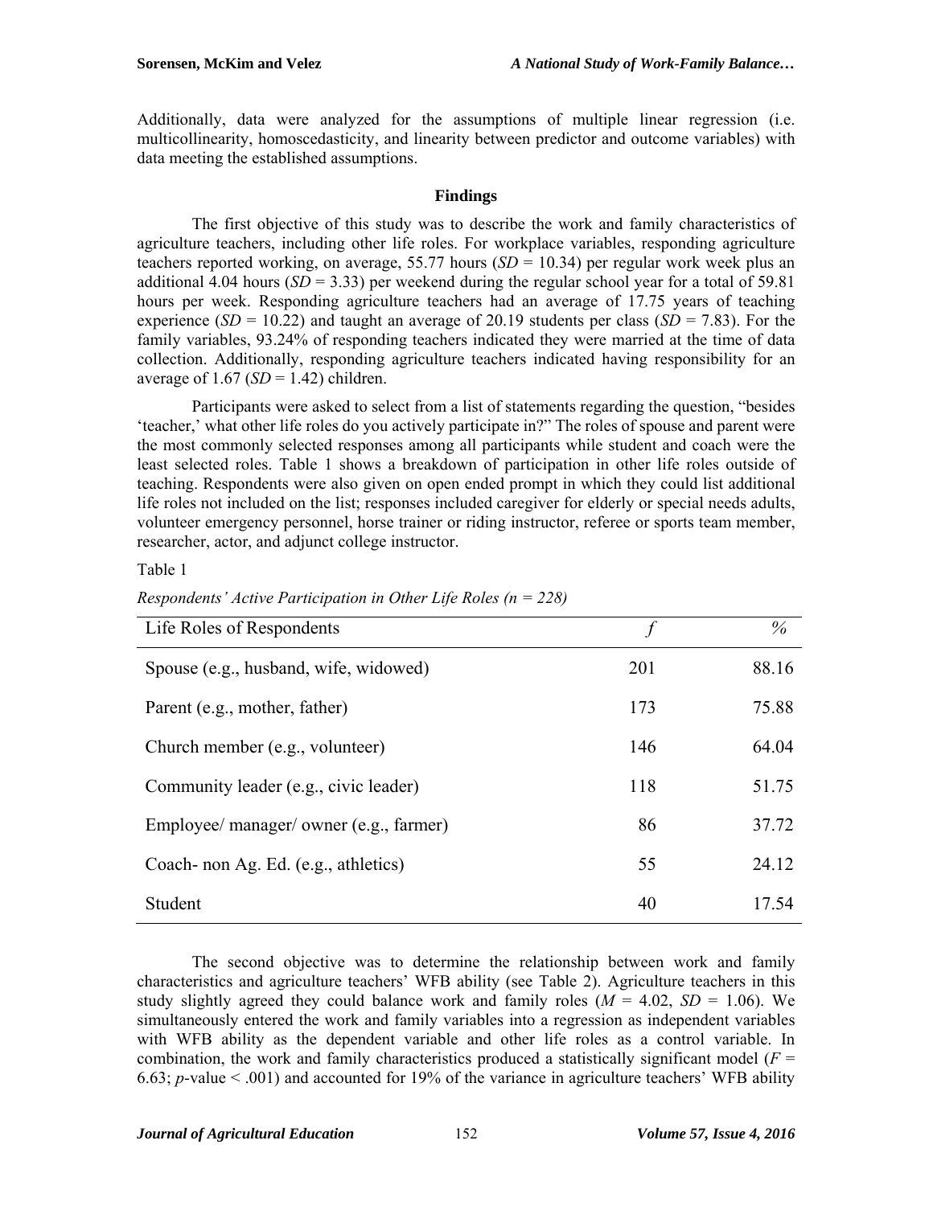Additionally, data were analyzed for the assumptions of multiple linear regression (i.e. multicollinearity, homoscedasticity, and linearity between predictor and outcome variables) with data meeting the established assumptions.

## Findings

The first objective of this study was to describe the work and family characteristics of agriculture teachers, including other life roles. For workplace variables, responding agriculture teachers reported working, on average, 55.77 hours (*SD* = 10.34) per regular work week plus an additional 4.04 hours (*SD* = 3.33) per weekend during the regular school year for a total of 59.81 hours per week. Responding agriculture teachers had an average of 17.75 years of teaching experience (*SD* = 10.22) and taught an average of 20.19 students per class (*SD* = 7.83). For the family variables, 93.24% of responding teachers indicated they were married at the time of data collection. Additionally, responding agriculture teachers indicated having responsibility for an average of 1.67 (*SD* = 1.42) children.

Participants were asked to select from a list of statements regarding the question, "besides 'teacher,' what other life roles do you actively participate in?" The roles of spouse and parent were the most commonly selected responses among all participants while student and coach were the least selected roles. Table 1 shows a breakdown of participation in other life roles outside of teaching. Respondents were also given on open ended prompt in which they could list additional life roles not included on the list; responses included caregiver for elderly or special needs adults, volunteer emergency personnel, horse trainer or riding instructor, referee or sports team member, researcher, actor, and adjunct college instructor.

Table 1

*Respondents' Active Participation in Other Life Roles (n = 228)*

| Life Roles of Respondents | *f* | % |
|---|---|---|
| Spouse (e.g., husband, wife, widowed) | 201 | 88.16 |
| Parent (e.g., mother, father) | 173 | 75.88 |
| Church member (e.g., volunteer) | 146 | 64.04 |
| Community leader (e.g., civic leader) | 118 | 51.75 |
| Employee/ manager/ owner (e.g., farmer) | 86 | 37.72 |
| Coach- non Ag. Ed. (e.g., athletics) | 55 | 24.12 |
| Student | 40 | 17.54 |

The second objective was to determine the relationship between work and family characteristics and agriculture teachers' WFB ability (see Table 2). Agriculture teachers in this study slightly agreed they could balance work and family roles ($M$ = 4.02, $SD$ = 1.06). We simultaneously entered the work and family variables into a regression as independent variables with WFB ability as the dependent variable and other life roles as a control variable. In combination, the work and family characteristics produced a statistically significant model ($F$ = 6.63; $p$-value < .001) and accounted for 19% of the variance in agriculture teachers' WFB ability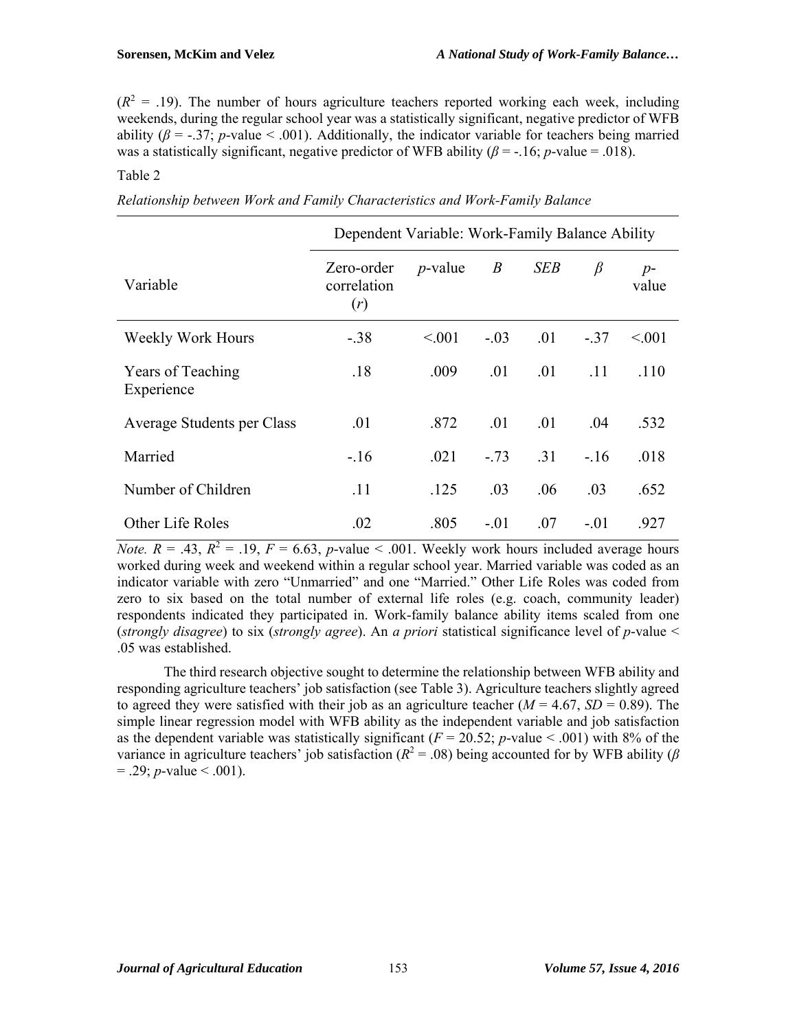($R^2$ = .19). The number of hours agriculture teachers reported working each week, including weekends, during the regular school year was a statistically significant, negative predictor of WFB ability ($\beta$ = -.37; *p*-value < .001). Additionally, the indicator variable for teachers being married was a statistically significant, negative predictor of WFB ability ($\beta$ = -.16; *p*-value = .018).

Table 2

*Relationship between Work and Family Characteristics and Work-Family Balance*

| | Dependent Variable: Work-Family Balance Ability | | | | | |
|---|---|---|---|---|---|---|
| Variable | Zero-order correlation (*r*) | *p*-value | *B* | *SEB* | $\beta$ | *p*-value |
| Weekly Work Hours | -.38 | <.001 | -.03 | .01 | -.37 | <.001 |
| Years of Teaching Experience | .18 | .009 | .01 | .01 | .11 | .110 |
| Average Students per Class | .01 | .872 | .01 | .01 | .04 | .532 |
| Married | -.16 | .021 | -.73 | .31 | -.16 | .018 |
| Number of Children | .11 | .125 | .03 | .06 | .03 | .652 |
| Other Life Roles | .02 | .805 | -.01 | .07 | -.01 | .927 |

*Note.* $R$ = .43, $R^2$ = .19, $F$ = 6.63, *p*-value < .001. Weekly work hours included average hours worked during week and weekend within a regular school year. Married variable was coded as an indicator variable with zero "Unmarried" and one "Married." Other Life Roles was coded from zero to six based on the total number of external life roles (e.g. coach, community leader) respondents indicated they participated in. Work-family balance ability items scaled from one (*strongly disagree*) to six (*strongly agree*). An *a priori* statistical significance level of *p*-value < .05 was established.

The third research objective sought to determine the relationship between WFB ability and responding agriculture teachers' job satisfaction (see Table 3). Agriculture teachers slightly agreed to agreed they were satisfied with their job as an agriculture teacher ($M$ = 4.67, $SD$ = 0.89). The simple linear regression model with WFB ability as the independent variable and job satisfaction as the dependent variable was statistically significant ($F$ = 20.52; *p*-value < .001) with 8% of the variance in agriculture teachers' job satisfaction ($R^2$ = .08) being accounted for by WFB ability ($\beta$ = .29; *p*-value < .001).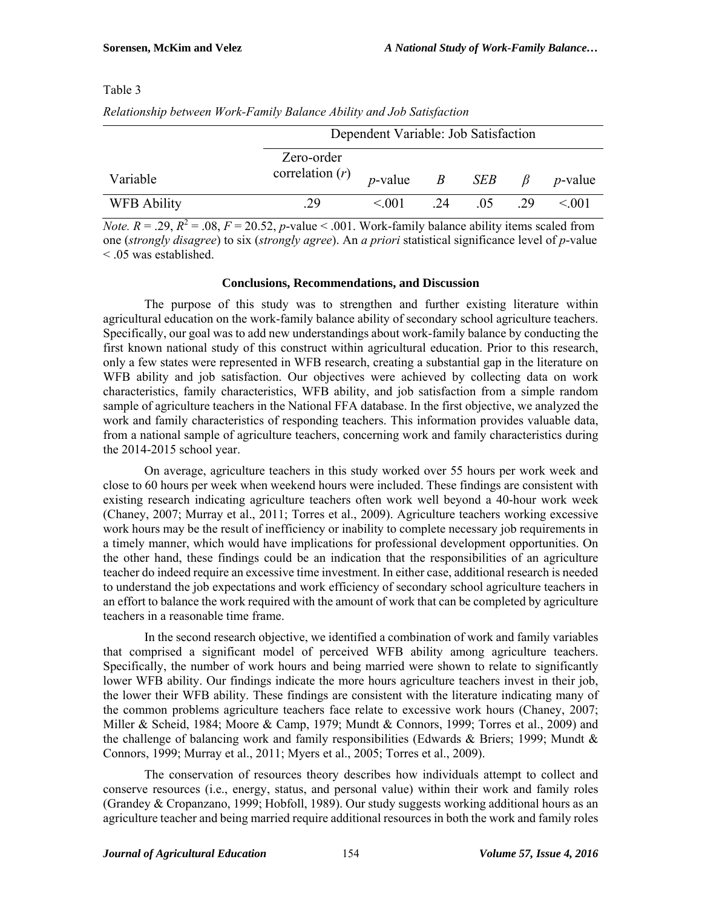Table 3

*Relationship between Work-Family Balance Ability and Job Satisfaction*

| | Dependent Variable: Job Satisfaction | | | | | |
|---|---|---|---|---|---|---|
| Variable | Zero-order correlation ($r$) | $p$-value | $B$ | $SEB$ | $\beta$ | $p$-value |
| WFB Ability | .29 | < .001 | .24 | .05 | .29 | < .001 |

*Note.* $R = .29$, $R^2 = .08$, $F = 20.52$, $p$-value < .001. Work-family balance ability items scaled from one (*strongly disagree*) to six (*strongly agree*). An *a priori* statistical significance level of $p$-value < .05 was established.

## Conclusions, Recommendations, and Discussion

The purpose of this study was to strengthen and further existing literature within agricultural education on the work-family balance ability of secondary school agriculture teachers. Specifically, our goal was to add new understandings about work-family balance by conducting the first known national study of this construct within agricultural education. Prior to this research, only a few states were represented in WFB research, creating a substantial gap in the literature on WFB ability and job satisfaction. Our objectives were achieved by collecting data on work characteristics, family characteristics, WFB ability, and job satisfaction from a simple random sample of agriculture teachers in the National FFA database. In the first objective, we analyzed the work and family characteristics of responding teachers. This information provides valuable data, from a national sample of agriculture teachers, concerning work and family characteristics during the 2014-2015 school year.

On average, agriculture teachers in this study worked over 55 hours per work week and close to 60 hours per week when weekend hours were included. These findings are consistent with existing research indicating agriculture teachers often work well beyond a 40-hour work week (Chaney, 2007; Murray et al., 2011; Torres et al., 2009). Agriculture teachers working excessive work hours may be the result of inefficiency or inability to complete necessary job requirements in a timely manner, which would have implications for professional development opportunities. On the other hand, these findings could be an indication that the responsibilities of an agriculture teacher do indeed require an excessive time investment. In either case, additional research is needed to understand the job expectations and work efficiency of secondary school agriculture teachers in an effort to balance the work required with the amount of work that can be completed by agriculture teachers in a reasonable time frame.

In the second research objective, we identified a combination of work and family variables that comprised a significant model of perceived WFB ability among agriculture teachers. Specifically, the number of work hours and being married were shown to relate to significantly lower WFB ability. Our findings indicate the more hours agriculture teachers invest in their job, the lower their WFB ability. These findings are consistent with the literature indicating many of the common problems agriculture teachers face relate to excessive work hours (Chaney, 2007; Miller & Scheid, 1984; Moore & Camp, 1979; Mundt & Connors, 1999; Torres et al., 2009) and the challenge of balancing work and family responsibilities (Edwards & Briers; 1999; Mundt & Connors, 1999; Murray et al., 2011; Myers et al., 2005; Torres et al., 2009).

The conservation of resources theory describes how individuals attempt to collect and conserve resources (i.e., energy, status, and personal value) within their work and family roles (Grandey & Cropanzano, 1999; Hobfoll, 1989). Our study suggests working additional hours as an agriculture teacher and being married require additional resources in both the work and family roles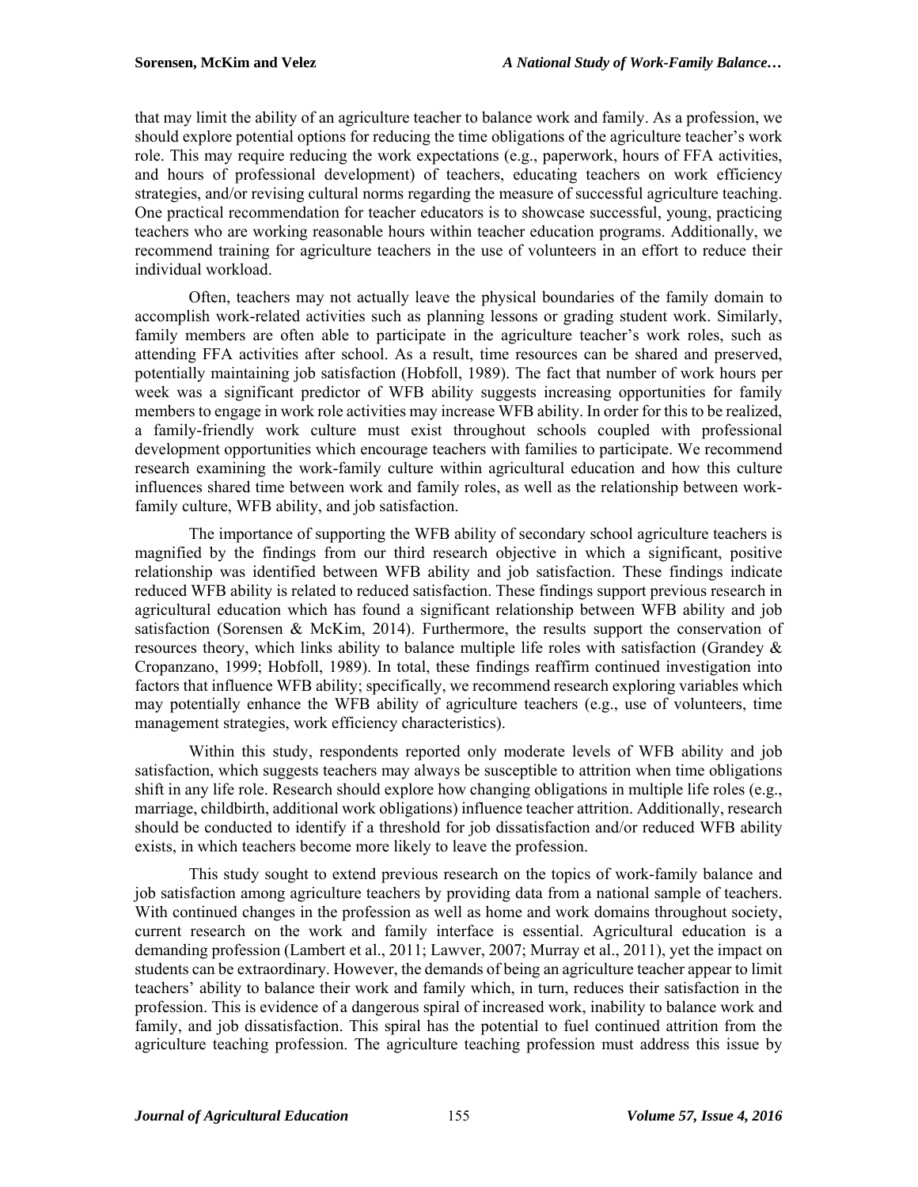that may limit the ability of an agriculture teacher to balance work and family. As a profession, we should explore potential options for reducing the time obligations of the agriculture teacher's work role. This may require reducing the work expectations (e.g., paperwork, hours of FFA activities, and hours of professional development) of teachers, educating teachers on work efficiency strategies, and/or revising cultural norms regarding the measure of successful agriculture teaching. One practical recommendation for teacher educators is to showcase successful, young, practicing teachers who are working reasonable hours within teacher education programs. Additionally, we recommend training for agriculture teachers in the use of volunteers in an effort to reduce their individual workload.

Often, teachers may not actually leave the physical boundaries of the family domain to accomplish work-related activities such as planning lessons or grading student work. Similarly, family members are often able to participate in the agriculture teacher's work roles, such as attending FFA activities after school. As a result, time resources can be shared and preserved, potentially maintaining job satisfaction (Hobfoll, 1989). The fact that number of work hours per week was a significant predictor of WFB ability suggests increasing opportunities for family members to engage in work role activities may increase WFB ability. In order for this to be realized, a family-friendly work culture must exist throughout schools coupled with professional development opportunities which encourage teachers with families to participate. We recommend research examining the work-family culture within agricultural education and how this culture influences shared time between work and family roles, as well as the relationship between work-family culture, WFB ability, and job satisfaction.

The importance of supporting the WFB ability of secondary school agriculture teachers is magnified by the findings from our third research objective in which a significant, positive relationship was identified between WFB ability and job satisfaction. These findings indicate reduced WFB ability is related to reduced satisfaction. These findings support previous research in agricultural education which has found a significant relationship between WFB ability and job satisfaction (Sorensen & McKim, 2014). Furthermore, the results support the conservation of resources theory, which links ability to balance multiple life roles with satisfaction (Grandey & Cropanzano, 1999; Hobfoll, 1989). In total, these findings reaffirm continued investigation into factors that influence WFB ability; specifically, we recommend research exploring variables which may potentially enhance the WFB ability of agriculture teachers (e.g., use of volunteers, time management strategies, work efficiency characteristics).

Within this study, respondents reported only moderate levels of WFB ability and job satisfaction, which suggests teachers may always be susceptible to attrition when time obligations shift in any life role. Research should explore how changing obligations in multiple life roles (e.g., marriage, childbirth, additional work obligations) influence teacher attrition. Additionally, research should be conducted to identify if a threshold for job dissatisfaction and/or reduced WFB ability exists, in which teachers become more likely to leave the profession.

This study sought to extend previous research on the topics of work-family balance and job satisfaction among agriculture teachers by providing data from a national sample of teachers. With continued changes in the profession as well as home and work domains throughout society, current research on the work and family interface is essential. Agricultural education is a demanding profession (Lambert et al., 2011; Lawver, 2007; Murray et al., 2011), yet the impact on students can be extraordinary. However, the demands of being an agriculture teacher appear to limit teachers' ability to balance their work and family which, in turn, reduces their satisfaction in the profession. This is evidence of a dangerous spiral of increased work, inability to balance work and family, and job dissatisfaction. This spiral has the potential to fuel continued attrition from the agriculture teaching profession. The agriculture teaching profession must address this issue by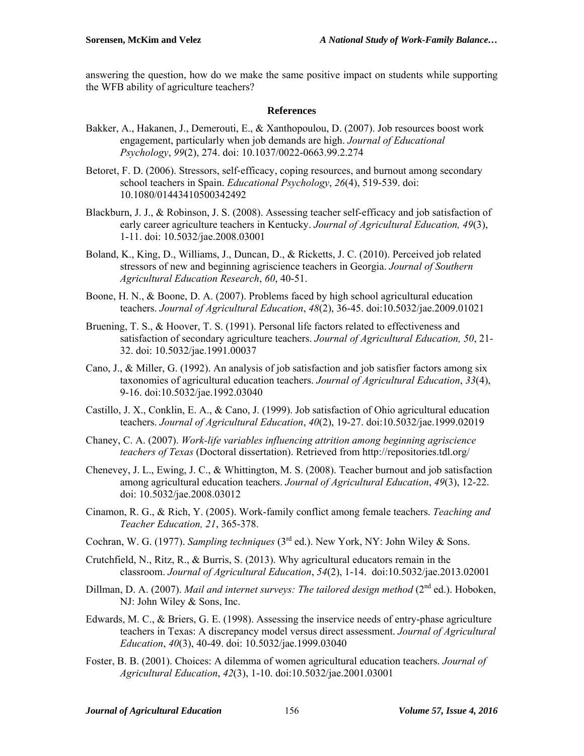answering the question, how do we make the same positive impact on students while supporting the WFB ability of agriculture teachers?

## References

Bakker, A., Hakanen, J., Demerouti, E., & Xanthopoulou, D. (2007). Job resources boost work engagement, particularly when job demands are high. *Journal of Educational Psychology*, *99*(2), 274. doi: 10.1037/0022-0663.99.2.274

Betoret, F. D. (2006). Stressors, self-efficacy, coping resources, and burnout among secondary school teachers in Spain. *Educational Psychology*, *26*(4), 519-539. doi: 10.1080/01443410500342492

Blackburn, J. J., & Robinson, J. S. (2008). Assessing teacher self-efficacy and job satisfaction of early career agriculture teachers in Kentucky. *Journal of Agricultural Education, 49*(3), 1-11. doi: 10.5032/jae.2008.03001

Boland, K., King, D., Williams, J., Duncan, D., & Ricketts, J. C. (2010). Perceived job related stressors of new and beginning agriscience teachers in Georgia. *Journal of Southern Agricultural Education Research*, *60*, 40-51.

Boone, H. N., & Boone, D. A. (2007). Problems faced by high school agricultural education teachers. *Journal of Agricultural Education*, *48*(2), 36-45. doi:10.5032/jae.2009.01021

Bruening, T. S., & Hoover, T. S. (1991). Personal life factors related to effectiveness and satisfaction of secondary agriculture teachers. *Journal of Agricultural Education, 50*, 21-32. doi: 10.5032/jae.1991.00037

Cano, J., & Miller, G. (1992). An analysis of job satisfaction and job satisfier factors among six taxonomies of agricultural education teachers. *Journal of Agricultural Education*, *33*(4), 9-16. doi:10.5032/jae.1992.03040

Castillo, J. X., Conklin, E. A., & Cano, J. (1999). Job satisfaction of Ohio agricultural education teachers. *Journal of Agricultural Education*, *40*(2), 19-27. doi:10.5032/jae.1999.02019

Chaney, C. A. (2007). *Work-life variables influencing attrition among beginning agriscience teachers of Texas* (Doctoral dissertation). Retrieved from http://repositories.tdl.org/

Chenevey, J. L., Ewing, J. C., & Whittington, M. S. (2008). Teacher burnout and job satisfaction among agricultural education teachers. *Journal of Agricultural Education*, *49*(3), 12-22. doi: 10.5032/jae.2008.03012

Cinamon, R. G., & Rich, Y. (2005). Work-family conflict among female teachers. *Teaching and Teacher Education, 21*, 365-378.

Cochran, W. G. (1977). *Sampling techniques* (3rd ed.). New York, NY: John Wiley & Sons.

Crutchfield, N., Ritz, R., & Burris, S. (2013). Why agricultural educators remain in the classroom. *Journal of Agricultural Education*, *54*(2), 1-14. doi:10.5032/jae.2013.02001

Dillman, D. A. (2007). *Mail and internet surveys: The tailored design method* (2nd ed.). Hoboken, NJ: John Wiley & Sons, Inc.

Edwards, M. C., & Briers, G. E. (1998). Assessing the inservice needs of entry-phase agriculture teachers in Texas: A discrepancy model versus direct assessment. *Journal of Agricultural Education*, *40*(3), 40-49. doi: 10.5032/jae.1999.03040

Foster, B. B. (2001). Choices: A dilemma of women agricultural education teachers. *Journal of Agricultural Education*, *42*(3), 1-10. doi:10.5032/jae.2001.03001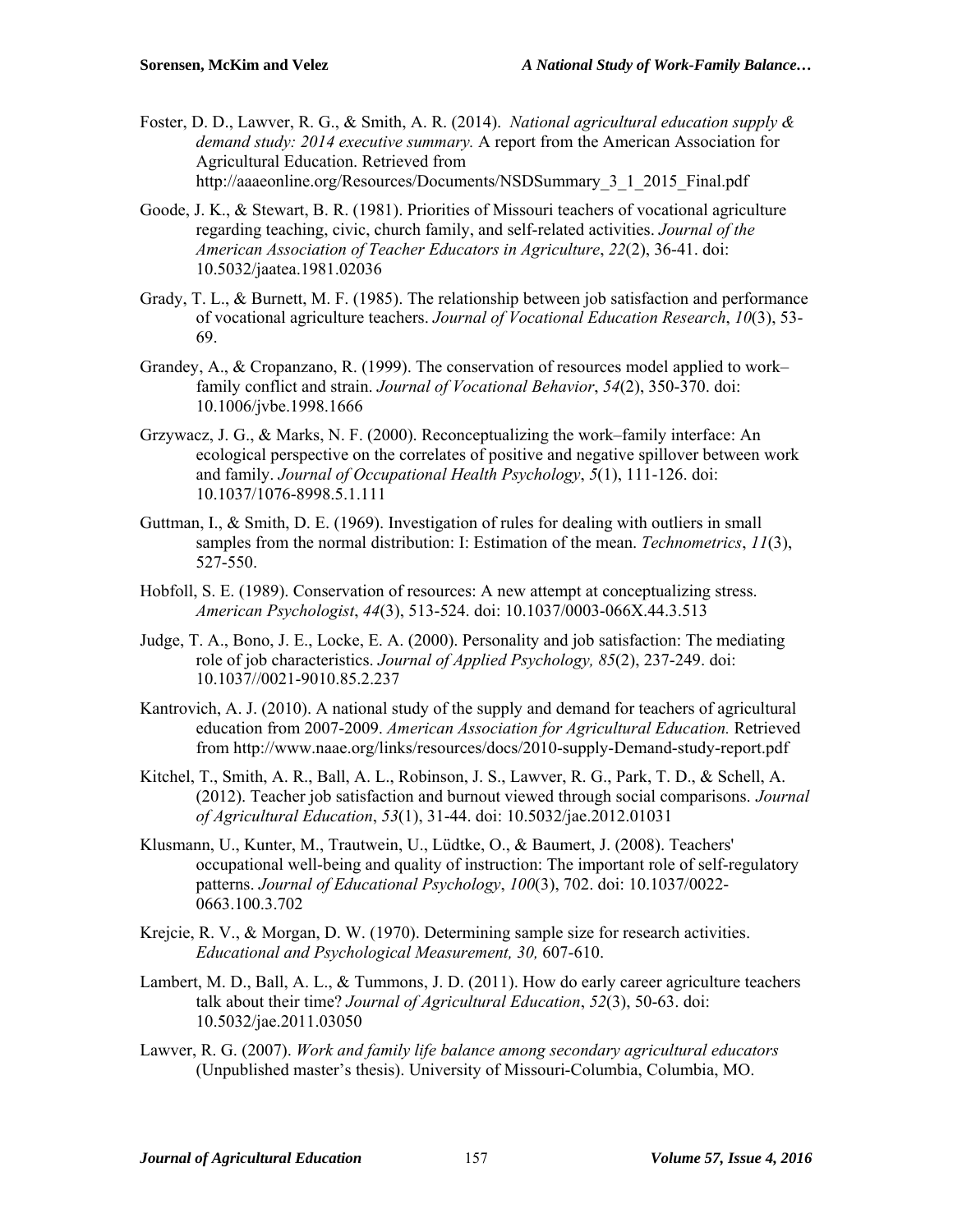Foster, D. D., Lawver, R. G., & Smith, A. R. (2014). *National agricultural education supply & demand study: 2014 executive summary.* A report from the American Association for Agricultural Education. Retrieved from http://aaaeonline.org/Resources/Documents/NSDSummary_3_1_2015_Final.pdf

Goode, J. K., & Stewart, B. R. (1981). Priorities of Missouri teachers of vocational agriculture regarding teaching, civic, church family, and self-related activities. *Journal of the American Association of Teacher Educators in Agriculture*, *22*(2), 36-41. doi: 10.5032/jaatea.1981.02036

Grady, T. L., & Burnett, M. F. (1985). The relationship between job satisfaction and performance of vocational agriculture teachers. *Journal of Vocational Education Research*, *10*(3), 53-69.

Grandey, A., & Cropanzano, R. (1999). The conservation of resources model applied to work–family conflict and strain. *Journal of Vocational Behavior*, *54*(2), 350-370. doi: 10.1006/jvbe.1998.1666

Grzywacz, J. G., & Marks, N. F. (2000). Reconceptualizing the work–family interface: An ecological perspective on the correlates of positive and negative spillover between work and family. *Journal of Occupational Health Psychology*, *5*(1), 111-126. doi: 10.1037/1076-8998.5.1.111

Guttman, I., & Smith, D. E. (1969). Investigation of rules for dealing with outliers in small samples from the normal distribution: I: Estimation of the mean. *Technometrics*, *11*(3), 527-550.

Hobfoll, S. E. (1989). Conservation of resources: A new attempt at conceptualizing stress. *American Psychologist*, *44*(3), 513-524. doi: 10.1037/0003-066X.44.3.513

Judge, T. A., Bono, J. E., Locke, E. A. (2000). Personality and job satisfaction: The mediating role of job characteristics. *Journal of Applied Psychology, 85*(2), 237-249. doi: 10.1037//0021-9010.85.2.237

Kantrovich, A. J. (2010). A national study of the supply and demand for teachers of agricultural education from 2007-2009. *American Association for Agricultural Education.* Retrieved from http://www.naae.org/links/resources/docs/2010-supply-Demand-study-report.pdf

Kitchel, T., Smith, A. R., Ball, A. L., Robinson, J. S., Lawver, R. G., Park, T. D., & Schell, A. (2012). Teacher job satisfaction and burnout viewed through social comparisons. *Journal of Agricultural Education*, *53*(1), 31-44. doi: 10.5032/jae.2012.01031

Klusmann, U., Kunter, M., Trautwein, U., Lüdtke, O., & Baumert, J. (2008). Teachers' occupational well-being and quality of instruction: The important role of self-regulatory patterns. *Journal of Educational Psychology*, *100*(3), 702. doi: 10.1037/0022-0663.100.3.702

Krejcie, R. V., & Morgan, D. W. (1970). Determining sample size for research activities. *Educational and Psychological Measurement, 30,* 607-610.

Lambert, M. D., Ball, A. L., & Tummons, J. D. (2011). How do early career agriculture teachers talk about their time? *Journal of Agricultural Education*, *52*(3), 50-63. doi: 10.5032/jae.2011.03050

Lawver, R. G. (2007). *Work and family life balance among secondary agricultural educators* (Unpublished master's thesis). University of Missouri-Columbia, Columbia, MO.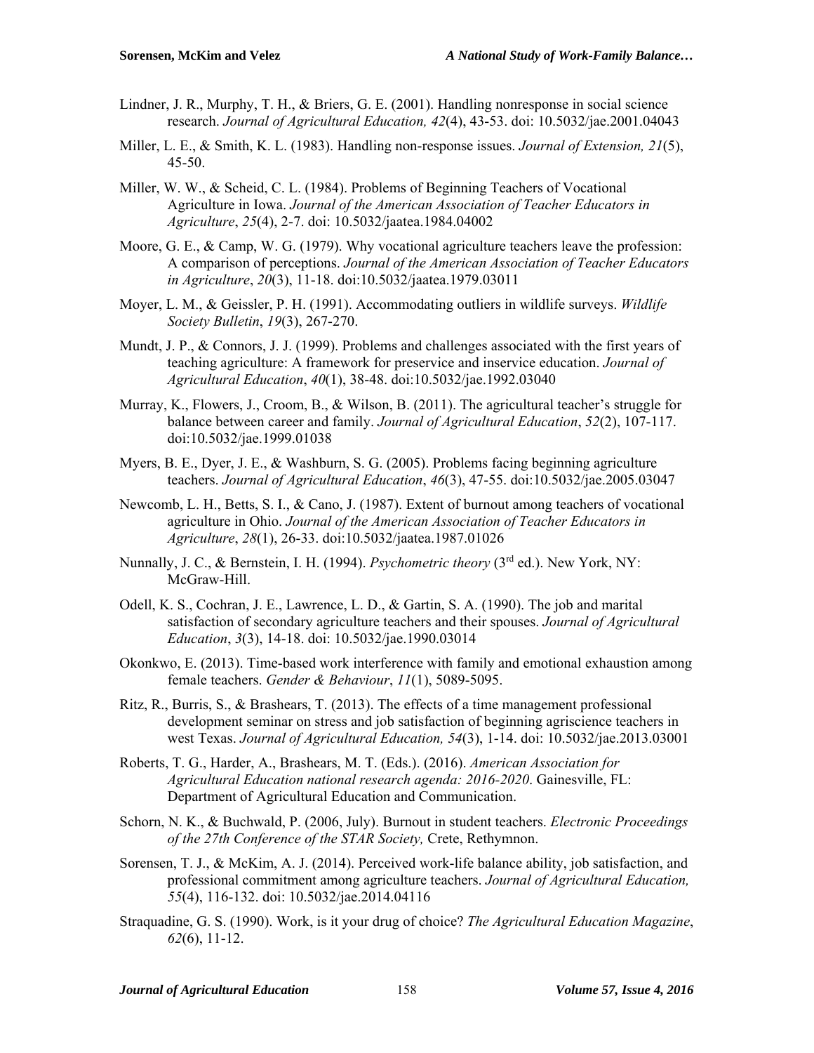Lindner, J. R., Murphy, T. H., & Briers, G. E. (2001). Handling nonresponse in social science research. *Journal of Agricultural Education, 42*(4), 43-53. doi: 10.5032/jae.2001.04043

Miller, L. E., & Smith, K. L. (1983). Handling non-response issues. *Journal of Extension, 21*(5), 45-50.

Miller, W. W., & Scheid, C. L. (1984). Problems of Beginning Teachers of Vocational Agriculture in Iowa. *Journal of the American Association of Teacher Educators in Agriculture*, *25*(4), 2-7. doi: 10.5032/jaatea.1984.04002

Moore, G. E., & Camp, W. G. (1979). Why vocational agriculture teachers leave the profession: A comparison of perceptions. *Journal of the American Association of Teacher Educators in Agriculture*, *20*(3), 11-18. doi:10.5032/jaatea.1979.03011

Moyer, L. M., & Geissler, P. H. (1991). Accommodating outliers in wildlife surveys. *Wildlife Society Bulletin*, *19*(3), 267-270.

Mundt, J. P., & Connors, J. J. (1999). Problems and challenges associated with the first years of teaching agriculture: A framework for preservice and inservice education. *Journal of Agricultural Education*, *40*(1), 38-48. doi:10.5032/jae.1992.03040

Murray, K., Flowers, J., Croom, B., & Wilson, B. (2011). The agricultural teacher's struggle for balance between career and family. *Journal of Agricultural Education*, *52*(2), 107-117. doi:10.5032/jae.1999.01038

Myers, B. E., Dyer, J. E., & Washburn, S. G. (2005). Problems facing beginning agriculture teachers. *Journal of Agricultural Education*, *46*(3), 47-55. doi:10.5032/jae.2005.03047

Newcomb, L. H., Betts, S. I., & Cano, J. (1987). Extent of burnout among teachers of vocational agriculture in Ohio. *Journal of the American Association of Teacher Educators in Agriculture*, *28*(1), 26-33. doi:10.5032/jaatea.1987.01026

Nunnally, J. C., & Bernstein, I. H. (1994). *Psychometric theory* (3rd ed.). New York, NY: McGraw-Hill.

Odell, K. S., Cochran, J. E., Lawrence, L. D., & Gartin, S. A. (1990). The job and marital satisfaction of secondary agriculture teachers and their spouses. *Journal of Agricultural Education*, *3*(3), 14-18. doi: 10.5032/jae.1990.03014

Okonkwo, E. (2013). Time-based work interference with family and emotional exhaustion among female teachers. *Gender & Behaviour*, *11*(1), 5089-5095.

Ritz, R., Burris, S., & Brashears, T. (2013). The effects of a time management professional development seminar on stress and job satisfaction of beginning agriscience teachers in west Texas. *Journal of Agricultural Education, 54*(3), 1-14. doi: 10.5032/jae.2013.03001

Roberts, T. G., Harder, A., Brashears, M. T. (Eds.). (2016). *American Association for Agricultural Education national research agenda: 2016-2020*. Gainesville, FL: Department of Agricultural Education and Communication.

Schorn, N. K., & Buchwald, P. (2006, July). Burnout in student teachers. *Electronic Proceedings of the 27th Conference of the STAR Society,* Crete, Rethymnon.

Sorensen, T. J., & McKim, A. J. (2014). Perceived work-life balance ability, job satisfaction, and professional commitment among agriculture teachers. *Journal of Agricultural Education, 55*(4), 116-132. doi: 10.5032/jae.2014.04116

Straquadine, G. S. (1990). Work, is it your drug of choice? *The Agricultural Education Magazine*, *62*(6), 11-12.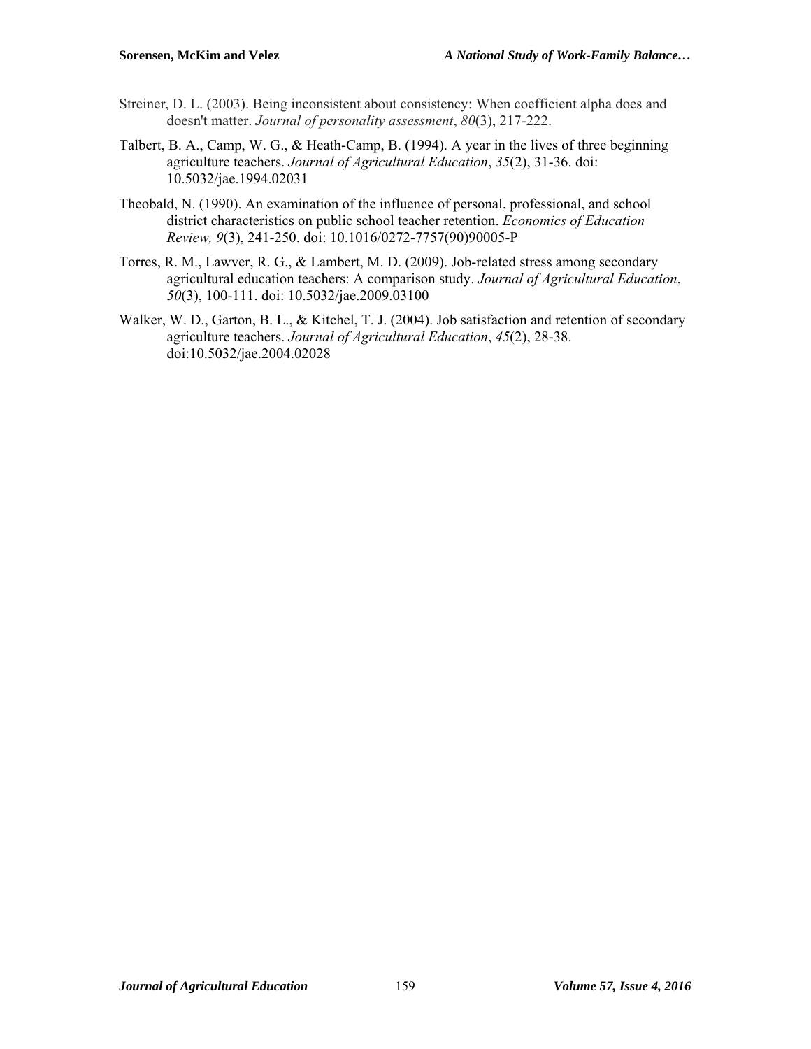Streiner, D. L. (2003). Being inconsistent about consistency: When coefficient alpha does and doesn't matter. *Journal of personality assessment*, *80*(3), 217-222.

Talbert, B. A., Camp, W. G., & Heath-Camp, B. (1994). A year in the lives of three beginning agriculture teachers. *Journal of Agricultural Education*, *35*(2), 31-36. doi: 10.5032/jae.1994.02031

Theobald, N. (1990). An examination of the influence of personal, professional, and school district characteristics on public school teacher retention. *Economics of Education Review, 9*(3), 241-250. doi: 10.1016/0272-7757(90)90005-P

Torres, R. M., Lawver, R. G., & Lambert, M. D. (2009). Job-related stress among secondary agricultural education teachers: A comparison study. *Journal of Agricultural Education*, *50*(3), 100-111. doi: 10.5032/jae.2009.03100

Walker, W. D., Garton, B. L., & Kitchel, T. J. (2004). Job satisfaction and retention of secondary agriculture teachers. *Journal of Agricultural Education*, *45*(2), 28-38. doi:10.5032/jae.2004.02028